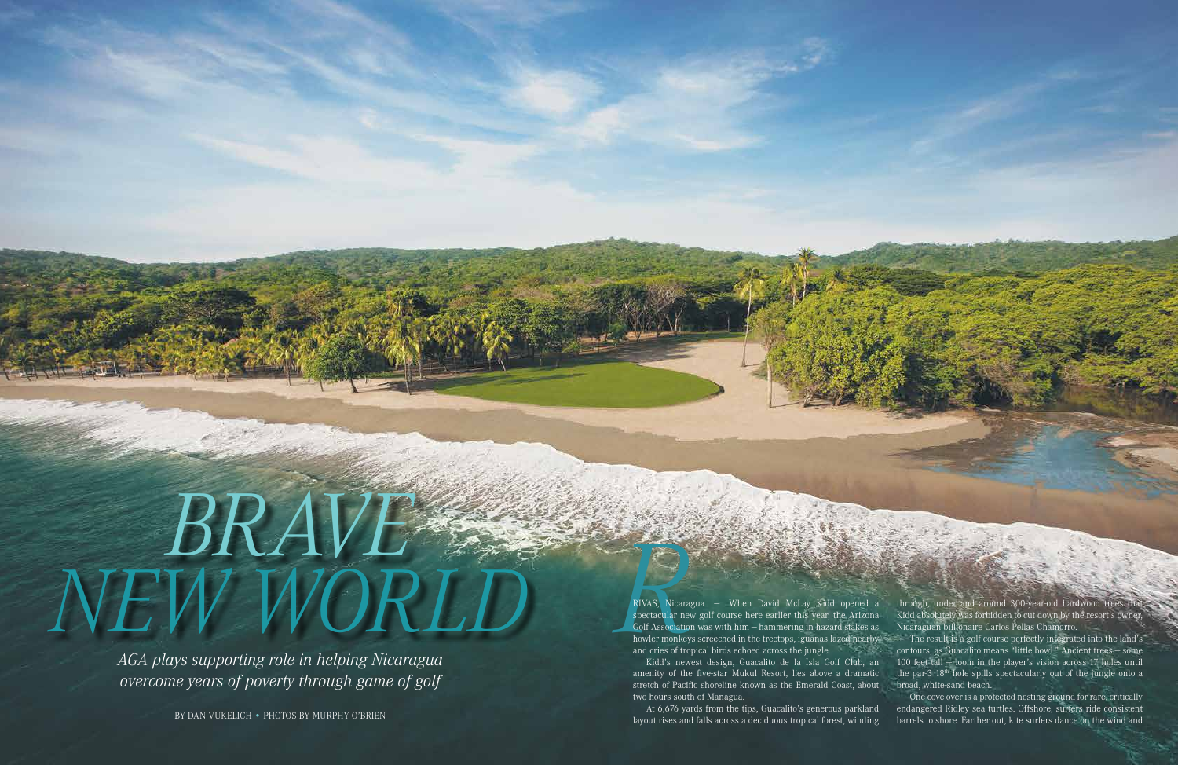# BRAVE NEW WORLD

*AGA plays supporting role in helping Nicaragua overcome years of poverty through game of golf*

BY DAN VUKELICH • PHOTOS BY MURPHY O'BRIEN

RIVAS, Nicaragua – When David McLay Kidd opened a spectacular new golf course here earlier this year, the Arizona Golf Association was with him – hammering in hazard stakes as howler monkeys screeched in the treetops, iguanas lazed nearby and cries of tropical birds echoed across the jungle.

Kidd's newest design, Guacalito de la Isla Golf Club, an amenity of the five-star Mukul Resort, lies above a dramatic stretch of Pacific shoreline known as the Emerald Coast, about two hours south of Managua.

At 6,676 yards from the tips, Guacalito's generous parkland layout rises and falls across a deciduous tropical forest, winding through, under and around 300-year-old hardwood trees that Kidd absolutely was forbidden to cut down by the resort's owner, Nicaraguan billionaire Carlos Pellas Chamorro.

The result is a golf course perfectly integrated into the land's contours, as Guacalito means "little bowl." Ancient trees – some 100 feet tall – loom in the player's vision across 17 holes until the par-3 18th hole spills spectacularly out of the jungle onto a broad, white-sand beach.

One cove over is a protected nesting ground for rare, critically endangered Ridley sea turtles. Offshore, surfers ride consistent barrels to shore. Farther out, kite surfers dance on the wind and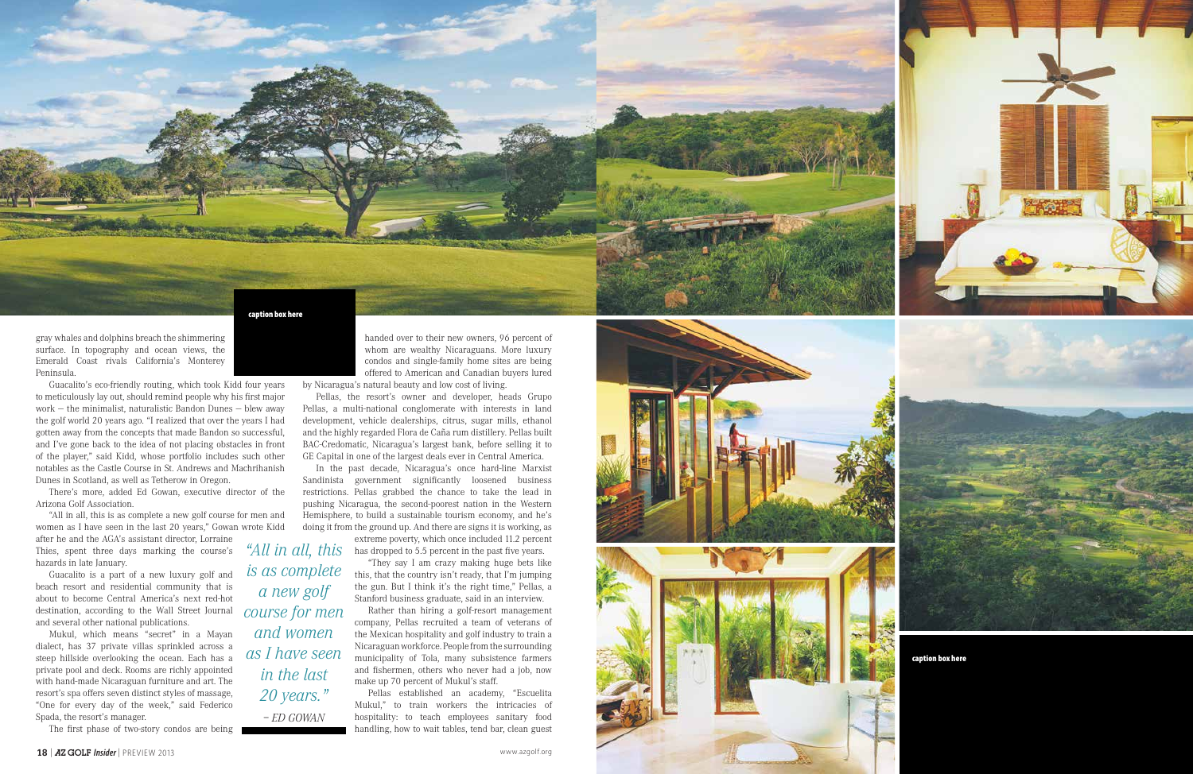caption box here

gray whales and dolphins breach the shimmering surface. In topography and ocean views, the Emerald Coast rivals California's Monterey Peninsula.

Guacalito's eco-friendly routing, which took Kidd four years to meticulously lay out, should remind people why his first major work — the minimalist, naturalistic Bandon Dunes — blew away the golf world 20 years ago. "I realized that over the years I had gotten away from the concepts that made Bandon so successful, and I've gone back to the idea of not placing obstacles in front of the player," said Kidd, whose portfolio includes such other notables as the Castle Course in St. Andrews and Machrihanish Dunes in Scotland, as well as Tetherow in Oregon.

There's more, added Ed Gowan, executive director of the Arizona Golf Association.

"All in all, this is as complete a new golf course for men and women as I have seen in the last 20 years," Gowan wrote Kidd after he and the AGA's assistant director, Lorraine Thies, spent three days marking the course's hazards in late January.

Guacalito is a part of a new luxury golf and beach resort and residential community that is about to become Central America's next red-hot destination, according to the Wall Street Journal and several other national publications.

Mukul, which means "secret" in a Mayan dialect, has 37 private villas sprinkled across a steep hillside overlooking the ocean. Each has a private pool and deck. Rooms are richly appointed with hand-made Nicaraguan furniture and art. The resort's spa offers seven distinct styles of massage, "One for every day of the week," said Federico Spada, the resort's manager.

The first phase of two-story condos are being handed over to their new owners, 96 percent of whom are wealthy Nicaraguans. More luxury condos and single-family home sites are being offered to American and Canadian buyers lured by Nicaragua's natural beauty and low cost of living.

*"All in all, this is as complete a new golf course for men and women as I have seen in the last 20 years."*

*– ED GOWAN*

Pellas, the resort's owner and developer, heads Grupo Pellas, a multi-national conglomerate with interests in land development, vehicle dealerships, citrus, sugar mills, ethanol and the highly regarded Flora de Caña rum distillery. Pellas built BAC-Credomatic, Nicaragua's largest bank, before selling it to GE Capital in one of the largest deals ever in Central America.

In the past decade, Nicaragua's once hard-line Marxist Sandinista government significantly loosened business restrictions. Pellas grabbed the chance to take the lead in pushing Nicaragua, the second-poorest nation in the Western Hemisphere, to build a sustainable tourism economy, and he's doing it from the ground up. And there are signs it is working, as extreme poverty, which once included 11.2 percent has dropped to 5.5 percent in the past five years.

"They say I am crazy making huge bets like this, that the country isn't ready, that I'm jumping the gun. But I think it's the right time," Pellas, a Stanford business graduate, said in an interview.

Rather than hiring a golf-resort management company, Pellas recruited a team of veterans of the Mexican hospitality and golf industry to train a Nicaraguan workforce. People from the surrounding municipality of Tola, many subsistence farmers and fishermen, others who never had a job, now make up 70 percent of Mukul's staff.

Pellas established an academy, "Escuelita Mukul," to train workers the intricacies of hospitality: to teach employees sanitary food handling, how to wait tables, tend bar, clean guest

caption box here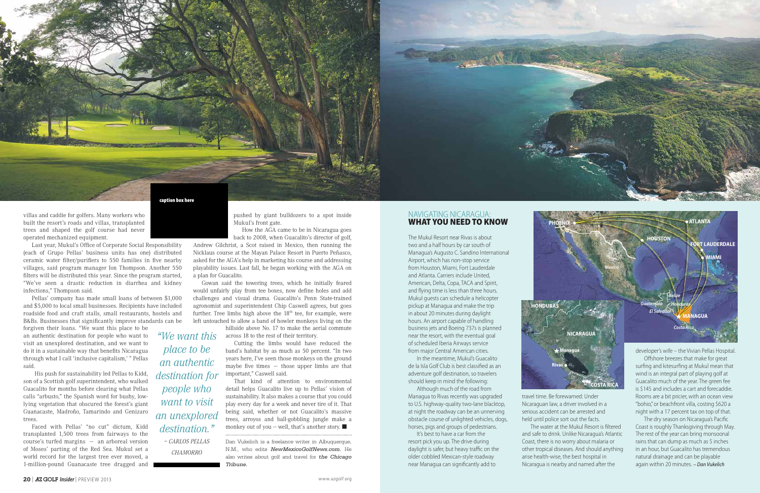caption box here

villas and caddie for golfers. Many workers who built the resort's roads and villas, transplanted trees and shaped the golf course had never operated mechanized equipment.

Last year, Mukul's Office of Corporate Social Responsibility (each of Grupo Pellas' business units has one) distributed ceramic water filter/purifiers to 550 families in five nearby villages, said program manager Jon Thompson. Another 550 filters will be distributed this year. Since the program started, "We've seen a drastic reduction in diarrhea and kidney infections," Thompson said.

Pellas' company has made small loans of between $1,000 and $5,000 to local small businesses. Recipients have included roadside food and craft stalls, small restaurants, hostels and B&Bs. Businesses that significantly improve standards can be forgiven their loans. "We want this place to be an authentic destination for people who want to visit an unexplored destination, and we want to do it in a sustainable way that benefits Nicaragua through what I call 'inclusive capitalism,' " Pellas said.

His push for sustainability led Pellas to Kidd, son of a Scottish golf superintendent, who walked Guacalito for months before clearing what Pellas calls "arbusto," the Spanish word for bushy, low-lying vegetation that obscured the forest's giant Guanacaste, Madroño, Tamarindo and Genizaro trees.

Faced with Pellas' "no cut" dictum, Kidd transplanted 1,500 trees from fairways to the course's turfed margins — an arboreal version of Moses' parting of the Red Sea. Mukul set a world record for the largest tree ever moved, a 1-million-pound Guanacaste tree dragged and pushed by giant bulldozers to a spot inside Mukul's front gate.

*"We want this place to be an authentic destination for people who want to visit an unexplored destination."*
*– CARLOS PELLAS CHAMORRO*

How the AGA came to be in Nicaragua goes back to 2008, when Guacalito's director of golf, Andrew Gilchrist, a Scot raised in Mexico, then running the Nicklaus course at the Mayan Palace Resort in Puerto Peñasco, asked for the AGA's help in marketing his course and addressing playability issues. Last fall, he began working with the AGA on a plan for Guacalito.

Gowan said the towering trees, which he initially feared would unfairly play from tee boxes, now define holes and add challenges and visual drama. Guacalito's Penn State-trained agronomist and superintendent Chip Caswell agrees, but goes further. Tree limbs high above the 18th tee, for example, were left untouched to allow a band of howler monkeys living on the hillside above No. 17 to make the aerial commute across 18 to the rest of their territory.

Cutting the limbs would have reduced the band's habitat by as much as 50 percent. "In two years here, I've seen those monkeys on the ground maybe five times — those upper limbs are that important," Caswell said.

That kind of attention to environmental detail helps Guacalito live up to Pellas' vision of sustainability. It also makes a course that you could play every day for a week and never tire of it. That being said, whether or not Guacalito's massive trees, arroyos and ball-gobbling jungle make a monkey out of you — well, that's another story. ■

Dan Vukelich is a freelance writer in Albuquerque, N.M., who edits *NewMexicoGolfNews.com*. He also writes about golf and travel for *the Chicago Tribune*.

## NAVIGATING NICARAGUA: **WHAT YOU NEED TO KNOW**

PHOENIX
ATLANTA
HOUSTON
FORT LAUDERDALE
MIAMI
Mexico
Belize
Guatemala
Honduras
El Salvador
MANAGUA
Costa Rica
HONDURAS
NICARAGUA
Managua
Rivas
COSTA RICA

The Mukul Resort near Rivas is about two and a half hours by car south of Managua's Augusto C. Sandino International Airport, which has non-stop service from Houston, Miami, Fort Lauderdale and Atlanta. Carriers include United, American, Delta, Copa, TACA and Spirit, and flying time is less than three hours. Mukul guests can schedule a helicopter pickup at Managua and make the trip in about 20 minutes during daylight hours. An airport capable of handling business jets and Boeing 737s is planned near the resort, with the eventual goal of scheduled Iberia Airways service from major Central American cities.

In the meantime, Mukul's Guacalito de la Isla Golf Club is best classified as an adventure golf destination, so travelers should keep in mind the following:

Although much of the road from Managua to Rivas recently was upgraded to U.S. highway-quality two-lane blacktop, at night the roadway can be an unnerving obstacle course of unlighted vehicles, dogs, horses, pigs and groups of pedestrians.

It's best to have a car from the resort pick you up. The drive during daylight is safer, but heavy traffic on the older cobbled Mexican-style roadway near Managua can significantly add to travel time. Be forewarned: Under Nicaraguan law, a driver involved in a serious accident can be arrested and held until police sort out the facts.

The water at the Mukul Resort is filtered and safe to drink. Unlike Nicaragua's Atlantic Coast, there is no worry about malaria or other tropical diseases. And should anything arise health-wise, the best hospital in Nicaragua is nearby and named after the developer's wife – the Vivian Pellas Hospital.

Offshore breezes that make for great surfing and kitesurfing at Mukul mean that wind is an integral part of playing golf at Guacalito much of the year. The green fee is $145 and includes a cart and forecaddie. Rooms are a bit pricier, with an ocean view "bohio," or beachfront villa, costing $620 a night with a 17 percent tax on top of that.

The dry season on Nicaragua's Pacific Coast is roughly Thanksgiving through May. The rest of the year can bring monsoonal rains that can dump as much as 5 inches in an hour, but Guacalito has tremendous natural drainage and can be playable again within 20 minutes. *– Dan Vukelich*